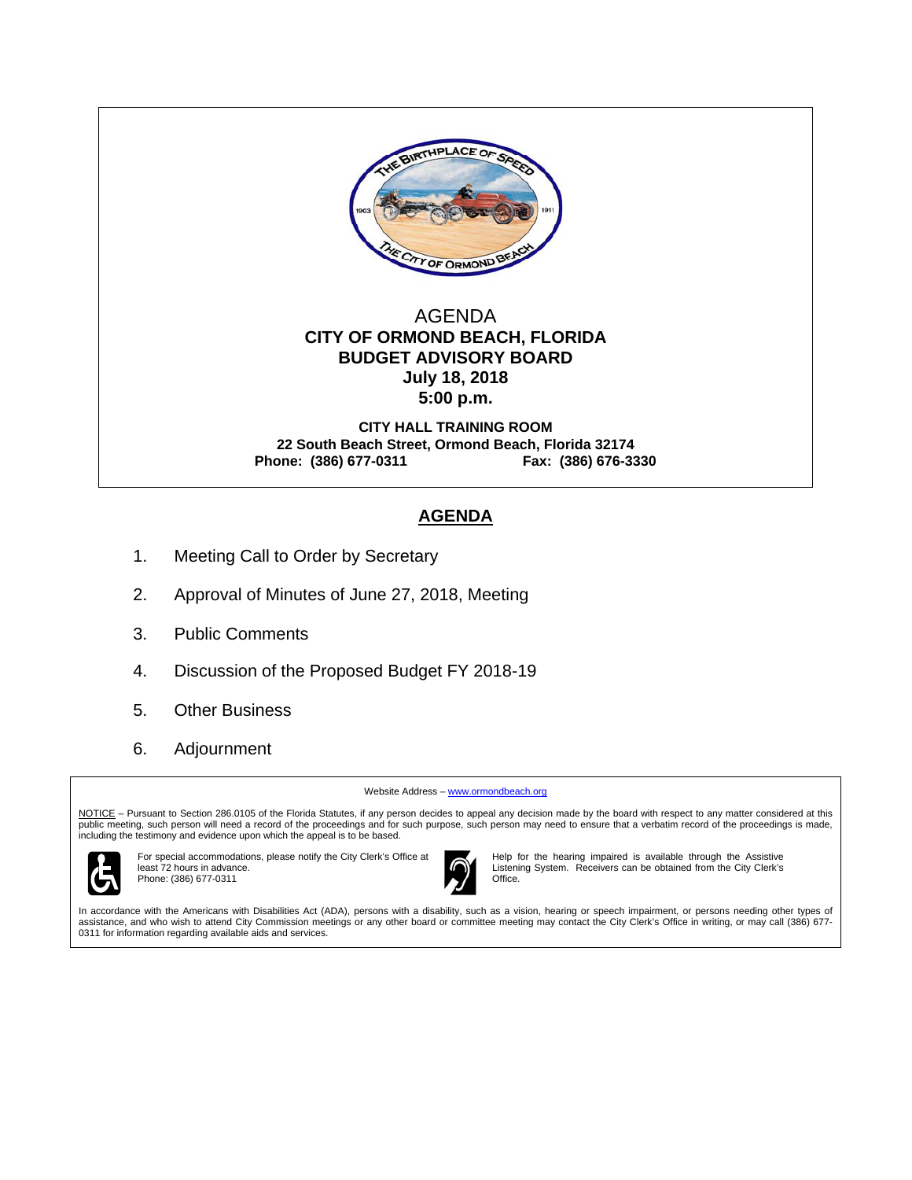AGENDA

# CITY OF ORMOND BEACH, FLORIDA
# BUDGET ADVISORY BOARD
**July 18, 2018**
**5:00 p.m.**

**CITY HALL TRAINING ROOM**
**22 South Beach Street, Ormond Beach, Florida 32174**
**Phone: (386) 677-0311 Fax: (386) 676-3330**

## AGENDA

1. Meeting Call to Order by Secretary
2. Approval of Minutes of June 27, 2018, Meeting
3. Public Comments
4. Discussion of the Proposed Budget FY 2018-19
5. Other Business
6. Adjournment

Website Address – www.ormondbeach.org

NOTICE – Pursuant to Section 286.0105 of the Florida Statutes, if any person decides to appeal any decision made by the board with respect to any matter considered at this public meeting, such person will need a record of the proceedings and for such purpose, such person may need to ensure that a verbatim record of the proceedings is made, including the testimony and evidence upon which the appeal is to be based.

For special accommodations, please notify the City Clerk's Office at least 72 hours in advance. Phone: (386) 677-0311

Help for the hearing impaired is available through the Assistive Listening System. Receivers can be obtained from the City Clerk's Office.

In accordance with the Americans with Disabilities Act (ADA), persons with a disability, such as a vision, hearing or speech impairment, or persons needing other types of assistance, and who wish to attend City Commission meetings or any other board or committee meeting may contact the City Clerk's Office in writing, or may call (386) 677-0311 for information regarding available aids and services.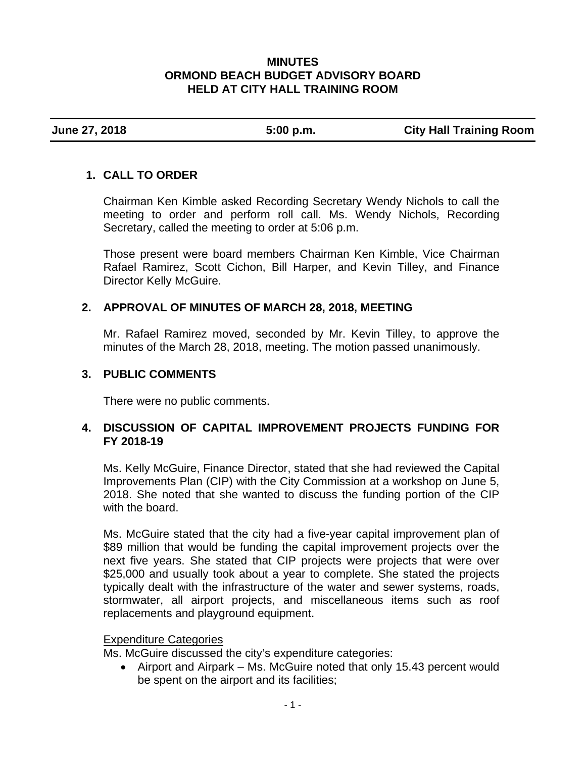# MINUTES
# ORMOND BEACH BUDGET ADVISORY BOARD
# HELD AT CITY HALL TRAINING ROOM

| June 27, 2018 | 5:00 p.m. | City Hall Training Room |
|---|---|---|

## 1. CALL TO ORDER

Chairman Ken Kimble asked Recording Secretary Wendy Nichols to call the meeting to order and perform roll call. Ms. Wendy Nichols, Recording Secretary, called the meeting to order at 5:06 p.m.

Those present were board members Chairman Ken Kimble, Vice Chairman Rafael Ramirez, Scott Cichon, Bill Harper, and Kevin Tilley, and Finance Director Kelly McGuire.

## 2. APPROVAL OF MINUTES OF MARCH 28, 2018, MEETING

Mr. Rafael Ramirez moved, seconded by Mr. Kevin Tilley, to approve the minutes of the March 28, 2018, meeting. The motion passed unanimously.

## 3. PUBLIC COMMENTS

There were no public comments.

## 4. DISCUSSION OF CAPITAL IMPROVEMENT PROJECTS FUNDING FOR FY 2018-19

Ms. Kelly McGuire, Finance Director, stated that she had reviewed the Capital Improvements Plan (CIP) with the City Commission at a workshop on June 5, 2018. She noted that she wanted to discuss the funding portion of the CIP with the board.

Ms. McGuire stated that the city had a five-year capital improvement plan of $89 million that would be funding the capital improvement projects over the next five years. She stated that CIP projects were projects that were over $25,000 and usually took about a year to complete. She stated the projects typically dealt with the infrastructure of the water and sewer systems, roads, stormwater, all airport projects, and miscellaneous items such as roof replacements and playground equipment.

Expenditure Categories

Ms. McGuire discussed the city's expenditure categories:

- Airport and Airpark – Ms. McGuire noted that only 15.43 percent would be spent on the airport and its facilities;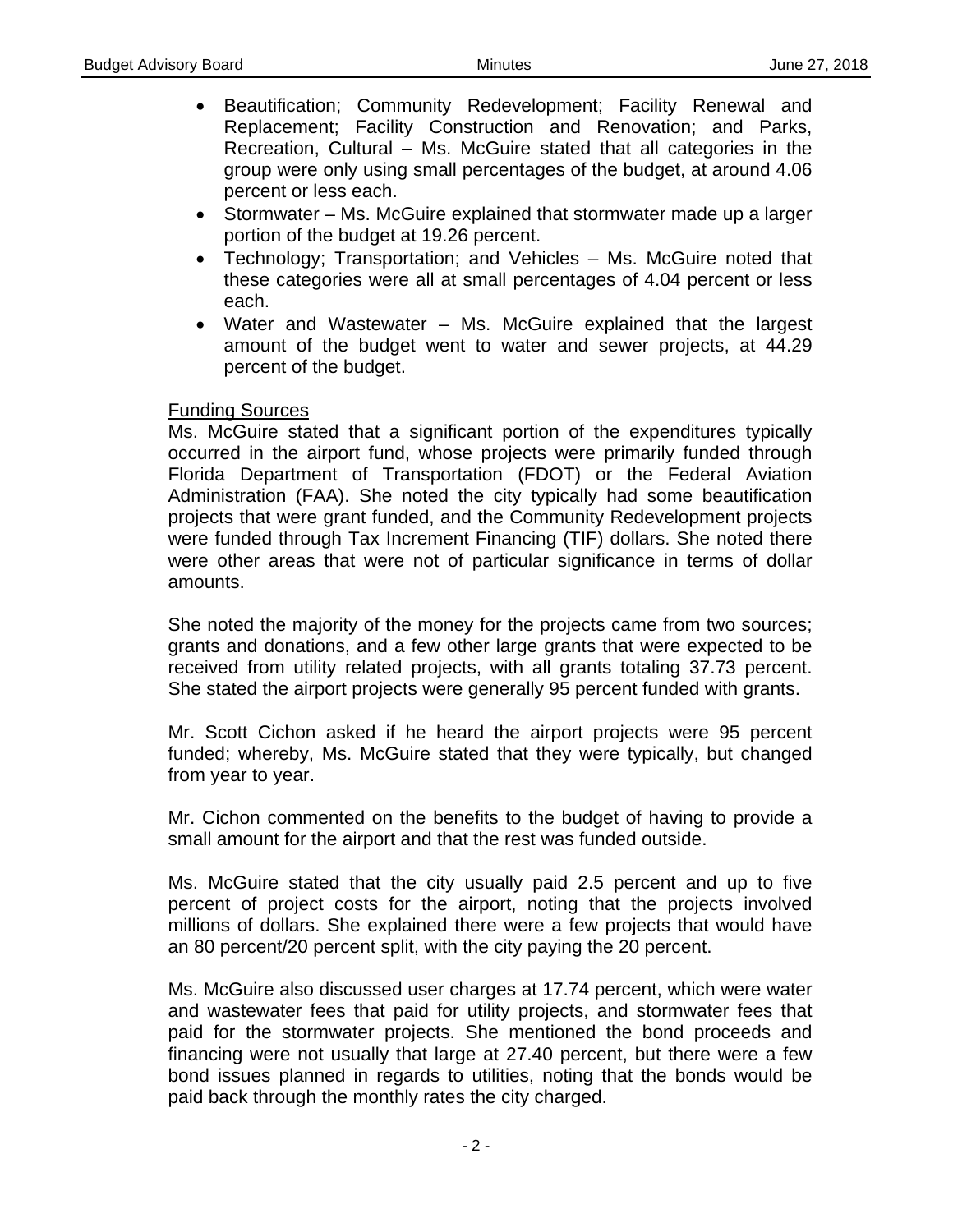- Beautification; Community Redevelopment; Facility Renewal and Replacement; Facility Construction and Renovation; and Parks, Recreation, Cultural – Ms. McGuire stated that all categories in the group were only using small percentages of the budget, at around 4.06 percent or less each.
- Stormwater – Ms. McGuire explained that stormwater made up a larger portion of the budget at 19.26 percent.
- Technology; Transportation; and Vehicles – Ms. McGuire noted that these categories were all at small percentages of 4.04 percent or less each.
- Water and Wastewater – Ms. McGuire explained that the largest amount of the budget went to water and sewer projects, at 44.29 percent of the budget.

<u>Funding Sources</u>

Ms. McGuire stated that a significant portion of the expenditures typically occurred in the airport fund, whose projects were primarily funded through Florida Department of Transportation (FDOT) or the Federal Aviation Administration (FAA). She noted the city typically had some beautification projects that were grant funded, and the Community Redevelopment projects were funded through Tax Increment Financing (TIF) dollars. She noted there were other areas that were not of particular significance in terms of dollar amounts.

She noted the majority of the money for the projects came from two sources; grants and donations, and a few other large grants that were expected to be received from utility related projects, with all grants totaling 37.73 percent. She stated the airport projects were generally 95 percent funded with grants.

Mr. Scott Cichon asked if he heard the airport projects were 95 percent funded; whereby, Ms. McGuire stated that they were typically, but changed from year to year.

Mr. Cichon commented on the benefits to the budget of having to provide a small amount for the airport and that the rest was funded outside.

Ms. McGuire stated that the city usually paid 2.5 percent and up to five percent of project costs for the airport, noting that the projects involved millions of dollars. She explained there were a few projects that would have an 80 percent/20 percent split, with the city paying the 20 percent.

Ms. McGuire also discussed user charges at 17.74 percent, which were water and wastewater fees that paid for utility projects, and stormwater fees that paid for the stormwater projects. She mentioned the bond proceeds and financing were not usually that large at 27.40 percent, but there were a few bond issues planned in regards to utilities, noting that the bonds would be paid back through the monthly rates the city charged.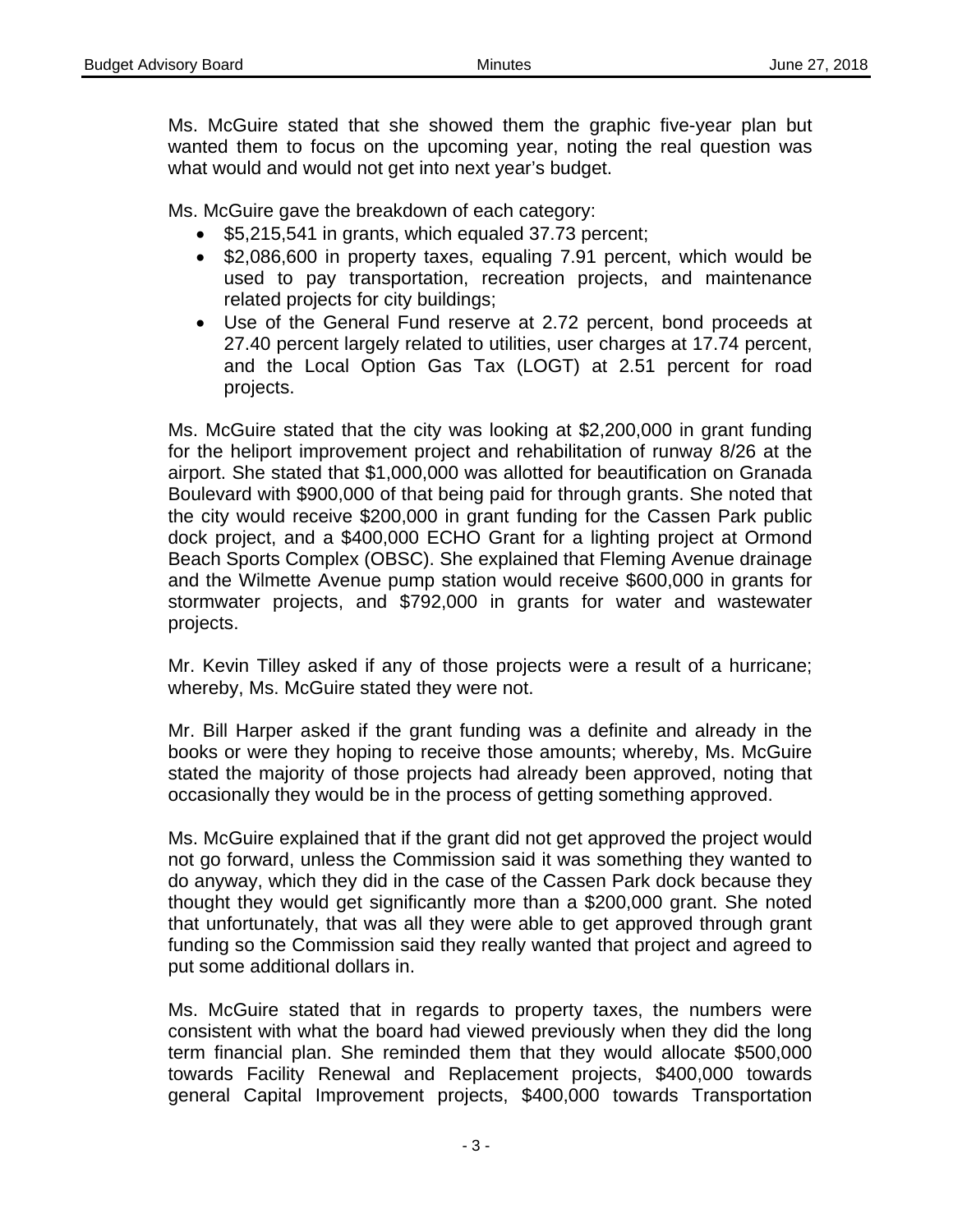Ms. McGuire stated that she showed them the graphic five-year plan but wanted them to focus on the upcoming year, noting the real question was what would and would not get into next year's budget.

Ms. McGuire gave the breakdown of each category:

- $5,215,541 in grants, which equaled 37.73 percent;
- $2,086,600 in property taxes, equaling 7.91 percent, which would be used to pay transportation, recreation projects, and maintenance related projects for city buildings;
- Use of the General Fund reserve at 2.72 percent, bond proceeds at 27.40 percent largely related to utilities, user charges at 17.74 percent, and the Local Option Gas Tax (LOGT) at 2.51 percent for road projects.

Ms. McGuire stated that the city was looking at $2,200,000 in grant funding for the heliport improvement project and rehabilitation of runway 8/26 at the airport. She stated that $1,000,000 was allotted for beautification on Granada Boulevard with $900,000 of that being paid for through grants. She noted that the city would receive $200,000 in grant funding for the Cassen Park public dock project, and a $400,000 ECHO Grant for a lighting project at Ormond Beach Sports Complex (OBSC). She explained that Fleming Avenue drainage and the Wilmette Avenue pump station would receive $600,000 in grants for stormwater projects, and $792,000 in grants for water and wastewater projects.

Mr. Kevin Tilley asked if any of those projects were a result of a hurricane; whereby, Ms. McGuire stated they were not.

Mr. Bill Harper asked if the grant funding was a definite and already in the books or were they hoping to receive those amounts; whereby, Ms. McGuire stated the majority of those projects had already been approved, noting that occasionally they would be in the process of getting something approved.

Ms. McGuire explained that if the grant did not get approved the project would not go forward, unless the Commission said it was something they wanted to do anyway, which they did in the case of the Cassen Park dock because they thought they would get significantly more than a $200,000 grant. She noted that unfortunately, that was all they were able to get approved through grant funding so the Commission said they really wanted that project and agreed to put some additional dollars in.

Ms. McGuire stated that in regards to property taxes, the numbers were consistent with what the board had viewed previously when they did the long term financial plan. She reminded them that they would allocate $500,000 towards Facility Renewal and Replacement projects, $400,000 towards general Capital Improvement projects, $400,000 towards Transportation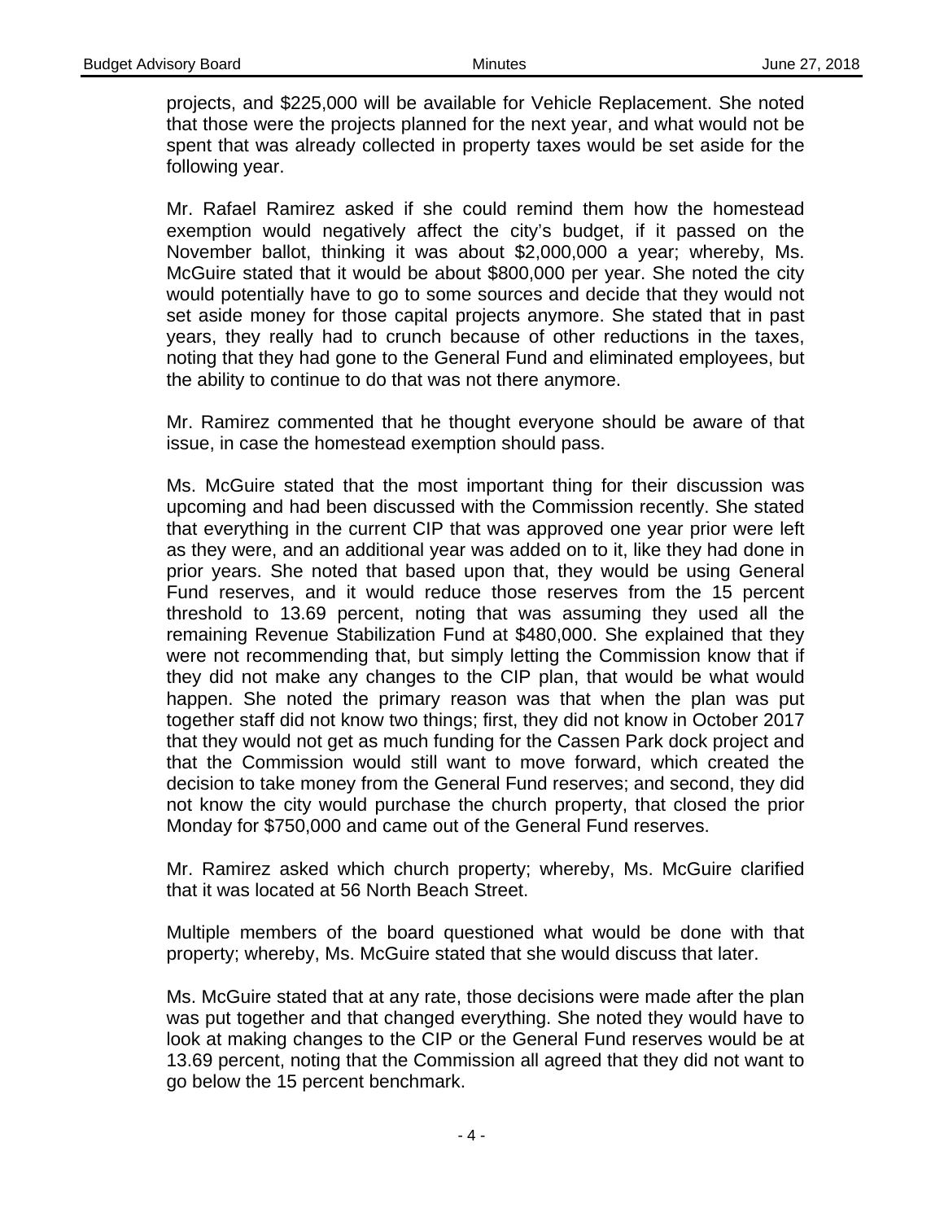projects, and $225,000 will be available for Vehicle Replacement. She noted that those were the projects planned for the next year, and what would not be spent that was already collected in property taxes would be set aside for the following year.

Mr. Rafael Ramirez asked if she could remind them how the homestead exemption would negatively affect the city's budget, if it passed on the November ballot, thinking it was about $2,000,000 a year; whereby, Ms. McGuire stated that it would be about $800,000 per year. She noted the city would potentially have to go to some sources and decide that they would not set aside money for those capital projects anymore. She stated that in past years, they really had to crunch because of other reductions in the taxes, noting that they had gone to the General Fund and eliminated employees, but the ability to continue to do that was not there anymore.

Mr. Ramirez commented that he thought everyone should be aware of that issue, in case the homestead exemption should pass.

Ms. McGuire stated that the most important thing for their discussion was upcoming and had been discussed with the Commission recently. She stated that everything in the current CIP that was approved one year prior were left as they were, and an additional year was added on to it, like they had done in prior years. She noted that based upon that, they would be using General Fund reserves, and it would reduce those reserves from the 15 percent threshold to 13.69 percent, noting that was assuming they used all the remaining Revenue Stabilization Fund at $480,000. She explained that they were not recommending that, but simply letting the Commission know that if they did not make any changes to the CIP plan, that would be what would happen. She noted the primary reason was that when the plan was put together staff did not know two things; first, they did not know in October 2017 that they would not get as much funding for the Cassen Park dock project and that the Commission would still want to move forward, which created the decision to take money from the General Fund reserves; and second, they did not know the city would purchase the church property, that closed the prior Monday for $750,000 and came out of the General Fund reserves.

Mr. Ramirez asked which church property; whereby, Ms. McGuire clarified that it was located at 56 North Beach Street.

Multiple members of the board questioned what would be done with that property; whereby, Ms. McGuire stated that she would discuss that later.

Ms. McGuire stated that at any rate, those decisions were made after the plan was put together and that changed everything. She noted they would have to look at making changes to the CIP or the General Fund reserves would be at 13.69 percent, noting that the Commission all agreed that they did not want to go below the 15 percent benchmark.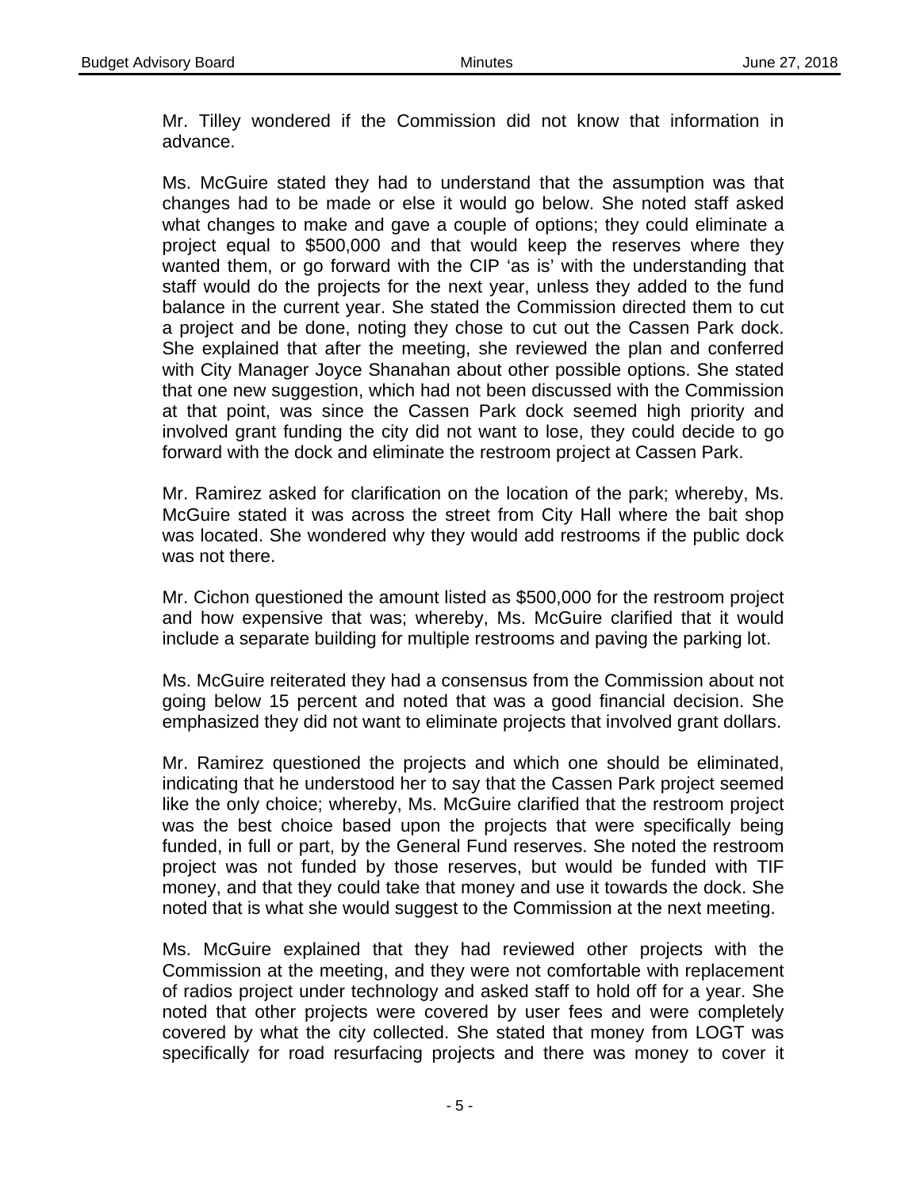Mr. Tilley wondered if the Commission did not know that information in advance.

Ms. McGuire stated they had to understand that the assumption was that changes had to be made or else it would go below. She noted staff asked what changes to make and gave a couple of options; they could eliminate a project equal to $500,000 and that would keep the reserves where they wanted them, or go forward with the CIP 'as is' with the understanding that staff would do the projects for the next year, unless they added to the fund balance in the current year. She stated the Commission directed them to cut a project and be done, noting they chose to cut out the Cassen Park dock. She explained that after the meeting, she reviewed the plan and conferred with City Manager Joyce Shanahan about other possible options. She stated that one new suggestion, which had not been discussed with the Commission at that point, was since the Cassen Park dock seemed high priority and involved grant funding the city did not want to lose, they could decide to go forward with the dock and eliminate the restroom project at Cassen Park.

Mr. Ramirez asked for clarification on the location of the park; whereby, Ms. McGuire stated it was across the street from City Hall where the bait shop was located. She wondered why they would add restrooms if the public dock was not there.

Mr. Cichon questioned the amount listed as $500,000 for the restroom project and how expensive that was; whereby, Ms. McGuire clarified that it would include a separate building for multiple restrooms and paving the parking lot.

Ms. McGuire reiterated they had a consensus from the Commission about not going below 15 percent and noted that was a good financial decision. She emphasized they did not want to eliminate projects that involved grant dollars.

Mr. Ramirez questioned the projects and which one should be eliminated, indicating that he understood her to say that the Cassen Park project seemed like the only choice; whereby, Ms. McGuire clarified that the restroom project was the best choice based upon the projects that were specifically being funded, in full or part, by the General Fund reserves. She noted the restroom project was not funded by those reserves, but would be funded with TIF money, and that they could take that money and use it towards the dock. She noted that is what she would suggest to the Commission at the next meeting.

Ms. McGuire explained that they had reviewed other projects with the Commission at the meeting, and they were not comfortable with replacement of radios project under technology and asked staff to hold off for a year. She noted that other projects were covered by user fees and were completely covered by what the city collected. She stated that money from LOGT was specifically for road resurfacing projects and there was money to cover it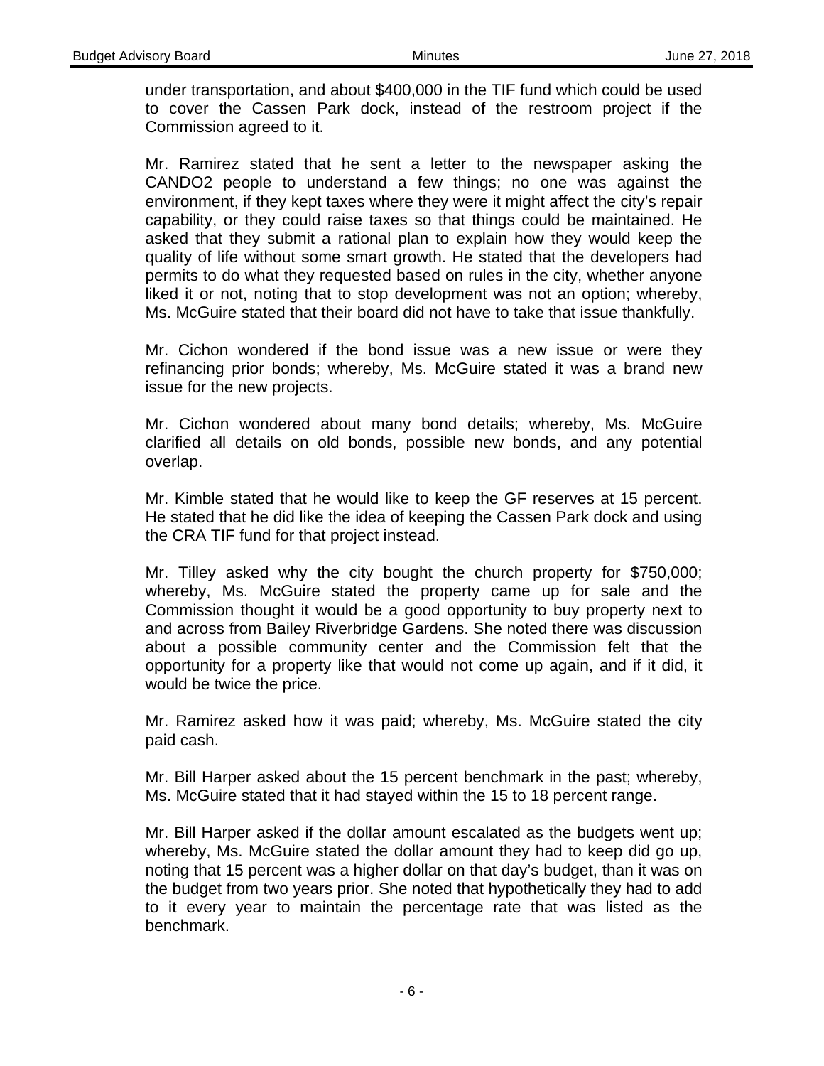under transportation, and about $400,000 in the TIF fund which could be used to cover the Cassen Park dock, instead of the restroom project if the Commission agreed to it.

Mr. Ramirez stated that he sent a letter to the newspaper asking the CANDO2 people to understand a few things; no one was against the environment, if they kept taxes where they were it might affect the city's repair capability, or they could raise taxes so that things could be maintained. He asked that they submit a rational plan to explain how they would keep the quality of life without some smart growth. He stated that the developers had permits to do what they requested based on rules in the city, whether anyone liked it or not, noting that to stop development was not an option; whereby, Ms. McGuire stated that their board did not have to take that issue thankfully.

Mr. Cichon wondered if the bond issue was a new issue or were they refinancing prior bonds; whereby, Ms. McGuire stated it was a brand new issue for the new projects.

Mr. Cichon wondered about many bond details; whereby, Ms. McGuire clarified all details on old bonds, possible new bonds, and any potential overlap.

Mr. Kimble stated that he would like to keep the GF reserves at 15 percent. He stated that he did like the idea of keeping the Cassen Park dock and using the CRA TIF fund for that project instead.

Mr. Tilley asked why the city bought the church property for $750,000; whereby, Ms. McGuire stated the property came up for sale and the Commission thought it would be a good opportunity to buy property next to and across from Bailey Riverbridge Gardens. She noted there was discussion about a possible community center and the Commission felt that the opportunity for a property like that would not come up again, and if it did, it would be twice the price.

Mr. Ramirez asked how it was paid; whereby, Ms. McGuire stated the city paid cash.

Mr. Bill Harper asked about the 15 percent benchmark in the past; whereby, Ms. McGuire stated that it had stayed within the 15 to 18 percent range.

Mr. Bill Harper asked if the dollar amount escalated as the budgets went up; whereby, Ms. McGuire stated the dollar amount they had to keep did go up, noting that 15 percent was a higher dollar on that day's budget, than it was on the budget from two years prior. She noted that hypothetically they had to add to it every year to maintain the percentage rate that was listed as the benchmark.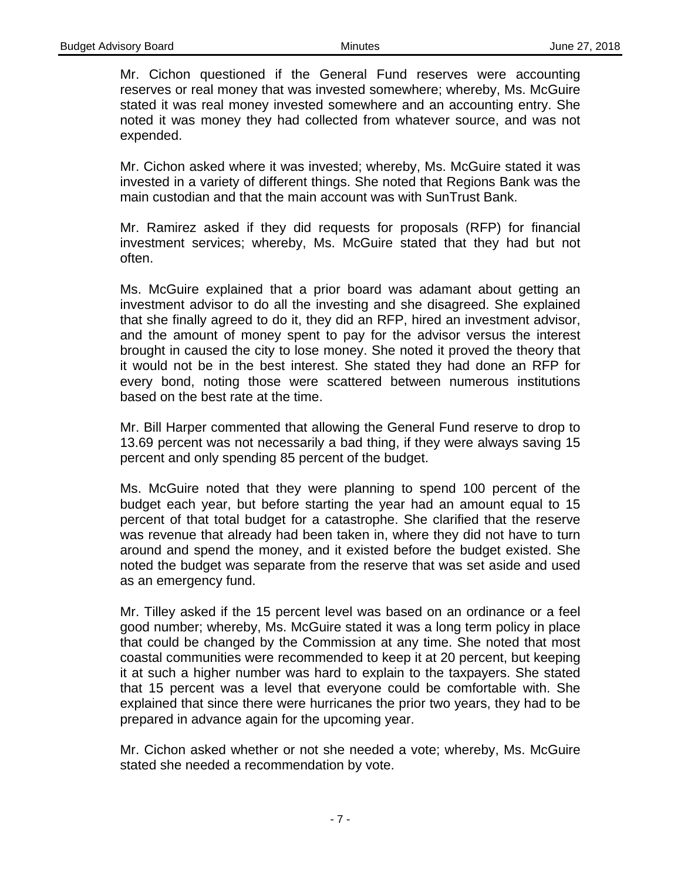Mr. Cichon questioned if the General Fund reserves were accounting reserves or real money that was invested somewhere; whereby, Ms. McGuire stated it was real money invested somewhere and an accounting entry. She noted it was money they had collected from whatever source, and was not expended.

Mr. Cichon asked where it was invested; whereby, Ms. McGuire stated it was invested in a variety of different things. She noted that Regions Bank was the main custodian and that the main account was with SunTrust Bank.

Mr. Ramirez asked if they did requests for proposals (RFP) for financial investment services; whereby, Ms. McGuire stated that they had but not often.

Ms. McGuire explained that a prior board was adamant about getting an investment advisor to do all the investing and she disagreed. She explained that she finally agreed to do it, they did an RFP, hired an investment advisor, and the amount of money spent to pay for the advisor versus the interest brought in caused the city to lose money. She noted it proved the theory that it would not be in the best interest. She stated they had done an RFP for every bond, noting those were scattered between numerous institutions based on the best rate at the time.

Mr. Bill Harper commented that allowing the General Fund reserve to drop to 13.69 percent was not necessarily a bad thing, if they were always saving 15 percent and only spending 85 percent of the budget.

Ms. McGuire noted that they were planning to spend 100 percent of the budget each year, but before starting the year had an amount equal to 15 percent of that total budget for a catastrophe. She clarified that the reserve was revenue that already had been taken in, where they did not have to turn around and spend the money, and it existed before the budget existed. She noted the budget was separate from the reserve that was set aside and used as an emergency fund.

Mr. Tilley asked if the 15 percent level was based on an ordinance or a feel good number; whereby, Ms. McGuire stated it was a long term policy in place that could be changed by the Commission at any time. She noted that most coastal communities were recommended to keep it at 20 percent, but keeping it at such a higher number was hard to explain to the taxpayers. She stated that 15 percent was a level that everyone could be comfortable with. She explained that since there were hurricanes the prior two years, they had to be prepared in advance again for the upcoming year.

Mr. Cichon asked whether or not she needed a vote; whereby, Ms. McGuire stated she needed a recommendation by vote.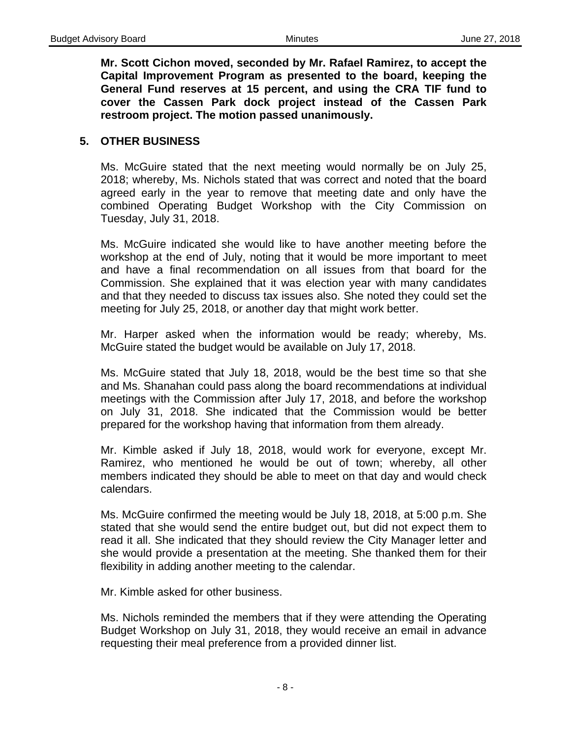**Mr. Scott Cichon moved, seconded by Mr. Rafael Ramirez, to accept the Capital Improvement Program as presented to the board, keeping the General Fund reserves at 15 percent, and using the CRA TIF fund to cover the Cassen Park dock project instead of the Cassen Park restroom project. The motion passed unanimously.**

## 5. OTHER BUSINESS

Ms. McGuire stated that the next meeting would normally be on July 25, 2018; whereby, Ms. Nichols stated that was correct and noted that the board agreed early in the year to remove that meeting date and only have the combined Operating Budget Workshop with the City Commission on Tuesday, July 31, 2018.

Ms. McGuire indicated she would like to have another meeting before the workshop at the end of July, noting that it would be more important to meet and have a final recommendation on all issues from that board for the Commission. She explained that it was election year with many candidates and that they needed to discuss tax issues also. She noted they could set the meeting for July 25, 2018, or another day that might work better.

Mr. Harper asked when the information would be ready; whereby, Ms. McGuire stated the budget would be available on July 17, 2018.

Ms. McGuire stated that July 18, 2018, would be the best time so that she and Ms. Shanahan could pass along the board recommendations at individual meetings with the Commission after July 17, 2018, and before the workshop on July 31, 2018. She indicated that the Commission would be better prepared for the workshop having that information from them already.

Mr. Kimble asked if July 18, 2018, would work for everyone, except Mr. Ramirez, who mentioned he would be out of town; whereby, all other members indicated they should be able to meet on that day and would check calendars.

Ms. McGuire confirmed the meeting would be July 18, 2018, at 5:00 p.m. She stated that she would send the entire budget out, but did not expect them to read it all. She indicated that they should review the City Manager letter and she would provide a presentation at the meeting. She thanked them for their flexibility in adding another meeting to the calendar.

Mr. Kimble asked for other business.

Ms. Nichols reminded the members that if they were attending the Operating Budget Workshop on July 31, 2018, they would receive an email in advance requesting their meal preference from a provided dinner list.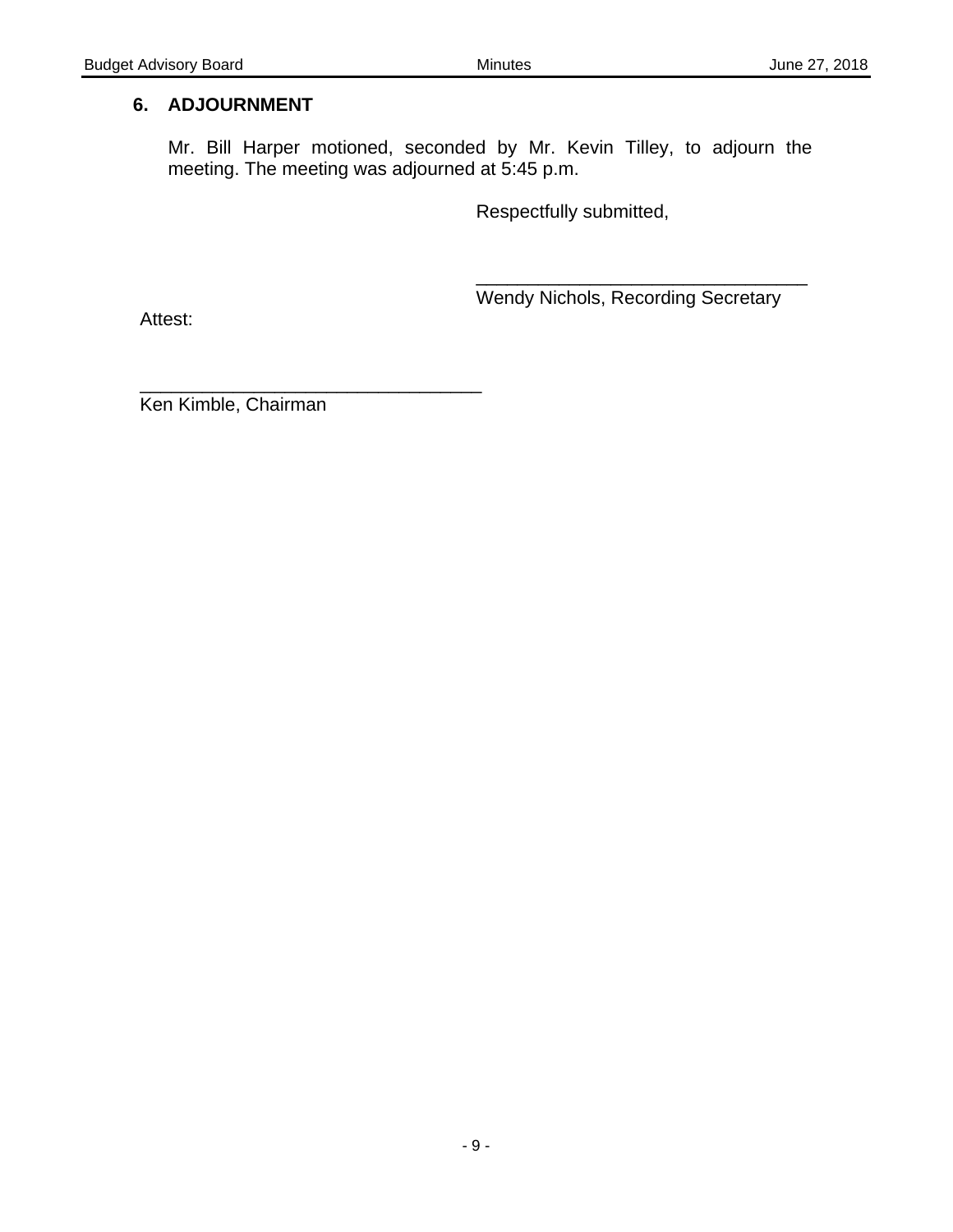## 6. ADJOURNMENT

Mr. Bill Harper motioned, seconded by Mr. Kevin Tilley, to adjourn the meeting. The meeting was adjourned at 5:45 p.m.

Respectfully submitted,

________________________________
Wendy Nichols, Recording Secretary

Attest:

_________________________________
Ken Kimble, Chairman